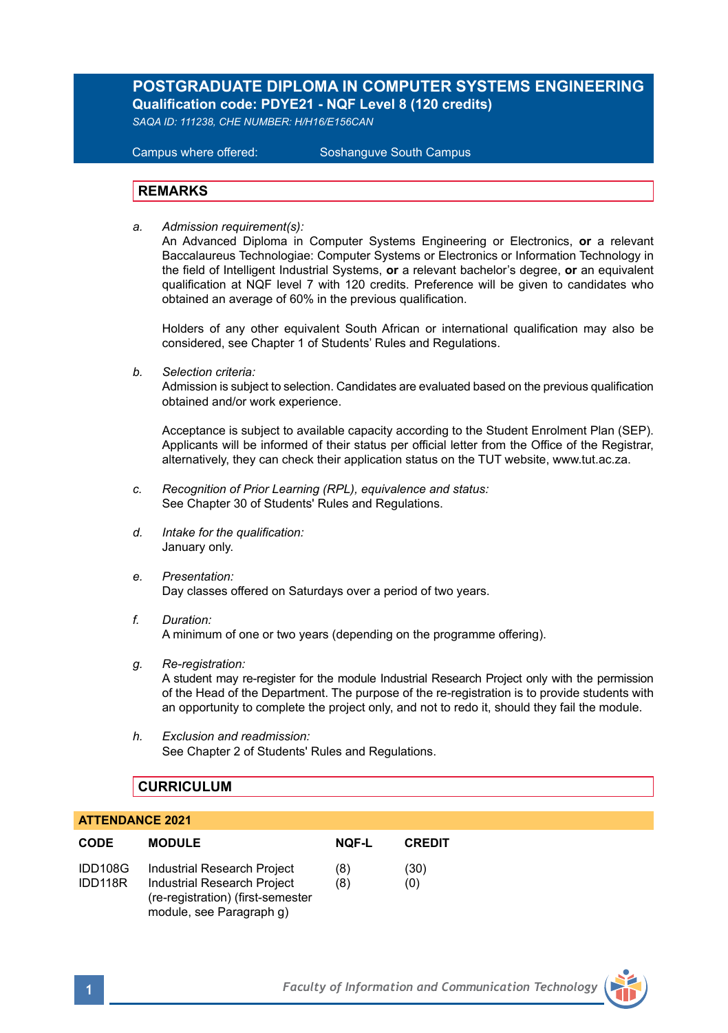# POSTGRADUATE DIPLOMA IN COMPUTER SYSTEMS ENGINEERING

**Qualification code: PDYE21 - NQF Level 8 (120 credits)**

*SAQA ID: 111238, CHE NUMBER: H/H16/E156CAN*

Campus where offered: Soshanguve South Campus

## REMARKS

a. *Admission requirement(s):*
An Advanced Diploma in Computer Systems Engineering or Electronics, **or** a relevant Baccalaureus Technologiae: Computer Systems or Electronics or Information Technology in the field of Intelligent Industrial Systems, **or** a relevant bachelor's degree, **or** an equivalent qualification at NQF level 7 with 120 credits. Preference will be given to candidates who obtained an average of 60% in the previous qualification.

Holders of any other equivalent South African or international qualification may also be considered, see Chapter 1 of Students' Rules and Regulations.

b. *Selection criteria:*
Admission is subject to selection. Candidates are evaluated based on the previous qualification obtained and/or work experience.

Acceptance is subject to available capacity according to the Student Enrolment Plan (SEP). Applicants will be informed of their status per official letter from the Office of the Registrar, alternatively, they can check their application status on the TUT website, www.tut.ac.za.

c. *Recognition of Prior Learning (RPL), equivalence and status:*
See Chapter 30 of Students' Rules and Regulations.

d. *Intake for the qualification:*
January only.

e. *Presentation:*
Day classes offered on Saturdays over a period of two years.

f. *Duration:*
A minimum of one or two years (depending on the programme offering).

g. *Re-registration:*
A student may re-register for the module Industrial Research Project only with the permission of the Head of the Department. The purpose of the re-registration is to provide students with an opportunity to complete the project only, and not to redo it, should they fail the module.

h. *Exclusion and readmission:*
See Chapter 2 of Students' Rules and Regulations.

## CURRICULUM

**ATTENDANCE 2021**

| CODE | MODULE | NQF-L | CREDIT |
|---|---|---|---|
| IDD108G | Industrial Research Project | (8) | (30) |
| IDD118R | Industrial Research Project (re-registration) (first-semester module, see Paragraph g) | (8) | (0) |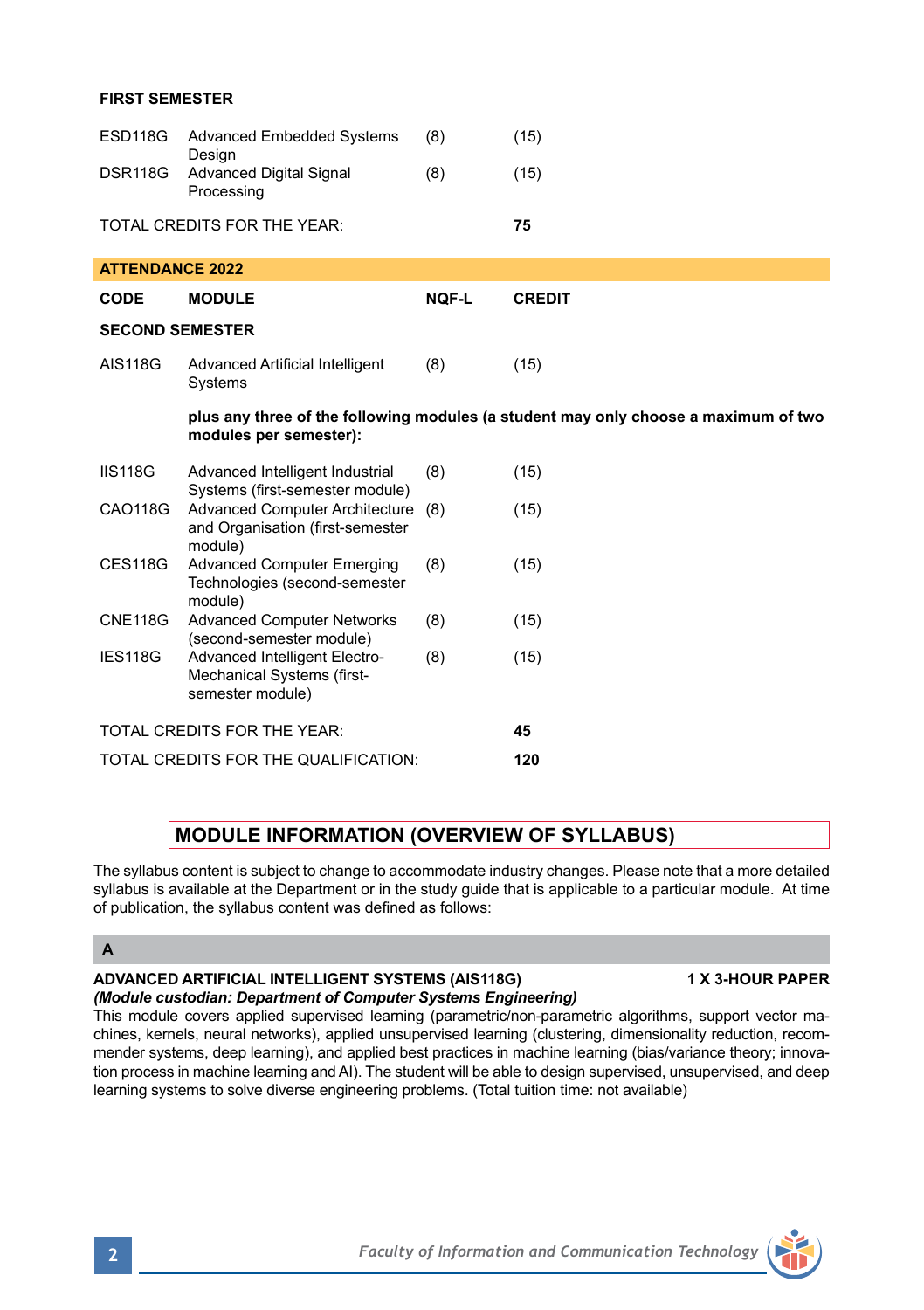**FIRST SEMESTER**

| | | | |
|---|---|---|---|
| ESD118G | Advanced Embedded Systems Design | (8) | (15) |
| DSR118G | Advanced Digital Signal Processing | (8) | (15) |

TOTAL CREDITS FOR THE YEAR: **75**

## ATTENDANCE 2022

| CODE | MODULE | NQF-L | CREDIT |
|---|---|---|---|
| **SECOND SEMESTER** | | | |
| AIS118G | Advanced Artificial Intelligent Systems | (8) | (15) |
| | **plus any three of the following modules (a student may only choose a maximum of two modules per semester):** | | |
| IIS118G | Advanced Intelligent Industrial Systems (first-semester module) | (8) | (15) |
| CAO118G | Advanced Computer Architecture and Organisation (first-semester module) | (8) | (15) |
| CES118G | Advanced Computer Emerging Technologies (second-semester module) | (8) | (15) |
| CNE118G | Advanced Computer Networks (second-semester module) | (8) | (15) |
| IES118G | Advanced Intelligent Electro-Mechanical Systems (first-semester module) | (8) | (15) |

TOTAL CREDITS FOR THE YEAR: **45**

TOTAL CREDITS FOR THE QUALIFICATION: **120**

## MODULE INFORMATION (OVERVIEW OF SYLLABUS)

The syllabus content is subject to change to accommodate industry changes. Please note that a more detailed syllabus is available at the Department or in the study guide that is applicable to a particular module. At time of publication, the syllabus content was defined as follows:

### A

**ADVANCED ARTIFICIAL INTELLIGENT SYSTEMS (AIS118G)** **1 X 3-HOUR PAPER**
***(Module custodian: Department of Computer Systems Engineering)***
This module covers applied supervised learning (parametric/non-parametric algorithms, support vector machines, kernels, neural networks), applied unsupervised learning (clustering, dimensionality reduction, recommender systems, deep learning), and applied best practices in machine learning (bias/variance theory; innovation process in machine learning and AI). The student will be able to design supervised, unsupervised, and deep learning systems to solve diverse engineering problems. (Total tuition time: not available)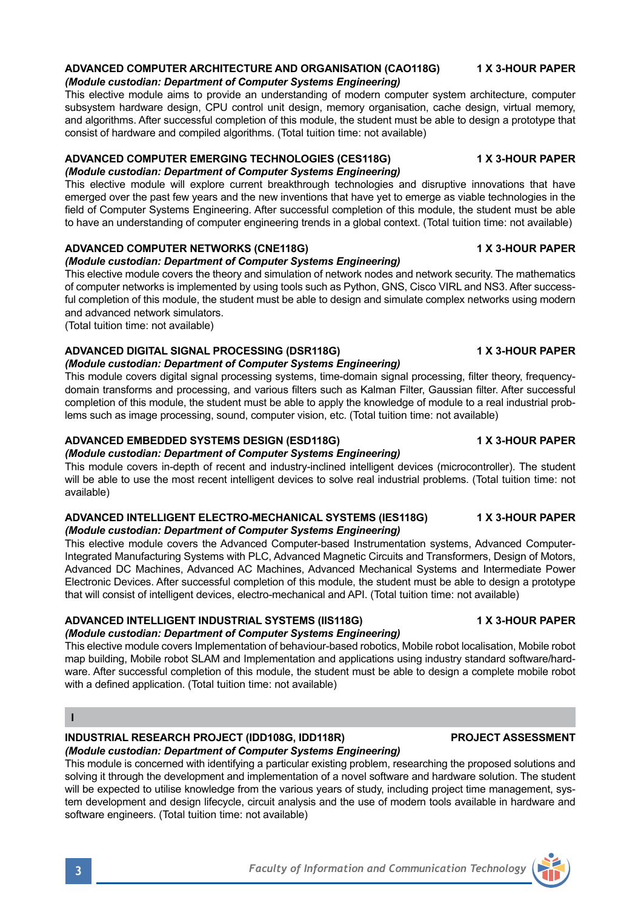### ADVANCED COMPUTER ARCHITECTURE AND ORGANISATION (CAO118G) — 1 X 3-HOUR PAPER

***(Module custodian: Department of Computer Systems Engineering)***

This elective module aims to provide an understanding of modern computer system architecture, computer subsystem hardware design, CPU control unit design, memory organisation, cache design, virtual memory, and algorithms. After successful completion of this module, the student must be able to design a prototype that consist of hardware and compiled algorithms. (Total tuition time: not available)

### ADVANCED COMPUTER EMERGING TECHNOLOGIES (CES118G) — 1 X 3-HOUR PAPER

***(Module custodian: Department of Computer Systems Engineering)***

This elective module will explore current breakthrough technologies and disruptive innovations that have emerged over the past few years and the new inventions that have yet to emerge as viable technologies in the field of Computer Systems Engineering. After successful completion of this module, the student must be able to have an understanding of computer engineering trends in a global context. (Total tuition time: not available)

### ADVANCED COMPUTER NETWORKS (CNE118G) — 1 X 3-HOUR PAPER

***(Module custodian: Department of Computer Systems Engineering)***

This elective module covers the theory and simulation of network nodes and network security. The mathematics of computer networks is implemented by using tools such as Python, GNS, Cisco VIRL and NS3. After successful completion of this module, the student must be able to design and simulate complex networks using modern and advanced network simulators.
(Total tuition time: not available)

### ADVANCED DIGITAL SIGNAL PROCESSING (DSR118G) — 1 X 3-HOUR PAPER

***(Module custodian: Department of Computer Systems Engineering)***

This module covers digital signal processing systems, time-domain signal processing, filter theory, frequency-domain transforms and processing, and various filters such as Kalman Filter, Gaussian filter. After successful completion of this module, the student must be able to apply the knowledge of module to a real industrial problems such as image processing, sound, computer vision, etc. (Total tuition time: not available)

### ADVANCED EMBEDDED SYSTEMS DESIGN (ESD118G) — 1 X 3-HOUR PAPER

***(Module custodian: Department of Computer Systems Engineering)***

This module covers in-depth of recent and industry-inclined intelligent devices (microcontroller). The student will be able to use the most recent intelligent devices to solve real industrial problems. (Total tuition time: not available)

### ADVANCED INTELLIGENT ELECTRO-MECHANICAL SYSTEMS (IES118G) — 1 X 3-HOUR PAPER

***(Module custodian: Department of Computer Systems Engineering)***

This elective module covers the Advanced Computer-based Instrumentation systems, Advanced Computer-Integrated Manufacturing Systems with PLC, Advanced Magnetic Circuits and Transformers, Design of Motors, Advanced DC Machines, Advanced AC Machines, Advanced Mechanical Systems and Intermediate Power Electronic Devices. After successful completion of this module, the student must be able to design a prototype that will consist of intelligent devices, electro-mechanical and API. (Total tuition time: not available)

### ADVANCED INTELLIGENT INDUSTRIAL SYSTEMS (IIS118G) — 1 X 3-HOUR PAPER

***(Module custodian: Department of Computer Systems Engineering)***

This elective module covers Implementation of behaviour-based robotics, Mobile robot localisation, Mobile robot map building, Mobile robot SLAM and Implementation and applications using industry standard software/hardware. After successful completion of this module, the student must be able to design a complete mobile robot with a defined application. (Total tuition time: not available)

## I

### INDUSTRIAL RESEARCH PROJECT (IDD108G, IDD118R) — PROJECT ASSESSMENT

***(Module custodian: Department of Computer Systems Engineering)***

This module is concerned with identifying a particular existing problem, researching the proposed solutions and solving it through the development and implementation of a novel software and hardware solution. The student will be expected to utilise knowledge from the various years of study, including project time management, system development and design lifecycle, circuit analysis and the use of modern tools available in hardware and software engineers. (Total tuition time: not available)